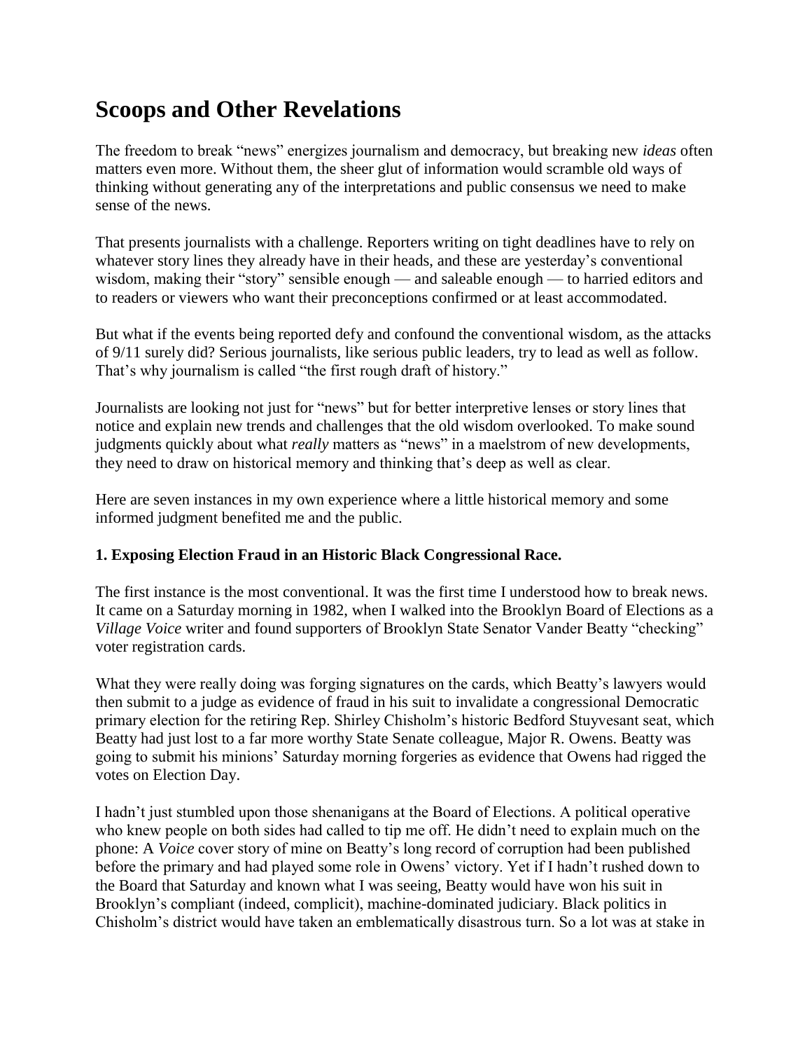# Scoops and Other Revelations

The freedom to break "news" energizes journalism and democracy, but breaking new *ideas* often matters even more. Without them, the sheer glut of information would scramble old ways of thinking without generating any of the interpretations and public consensus we need to make sense of the news.

That presents journalists with a challenge. Reporters writing on tight deadlines have to rely on whatever story lines they already have in their heads, and these are yesterday's conventional wisdom, making their "story" sensible enough — and saleable enough — to harried editors and to readers or viewers who want their preconceptions confirmed or at least accommodated.

But what if the events being reported defy and confound the conventional wisdom, as the attacks of 9/11 surely did? Serious journalists, like serious public leaders, try to lead as well as follow. That's why journalism is called "the first rough draft of history."

Journalists are looking not just for "news" but for better interpretive lenses or story lines that notice and explain new trends and challenges that the old wisdom overlooked. To make sound judgments quickly about what *really* matters as "news" in a maelstrom of new developments, they need to draw on historical memory and thinking that's deep as well as clear.

Here are seven instances in my own experience where a little historical memory and some informed judgment benefited me and the public.

**1. Exposing Election Fraud in an Historic Black Congressional Race.**

The first instance is the most conventional. It was the first time I understood how to break news. It came on a Saturday morning in 1982, when I walked into the Brooklyn Board of Elections as a *Village Voice* writer and found supporters of Brooklyn State Senator Vander Beatty "checking" voter registration cards.

What they were really doing was forging signatures on the cards, which Beatty's lawyers would then submit to a judge as evidence of fraud in his suit to invalidate a congressional Democratic primary election for the retiring Rep. Shirley Chisholm's historic Bedford Stuyvesant seat, which Beatty had just lost to a far more worthy State Senate colleague, Major R. Owens. Beatty was going to submit his minions' Saturday morning forgeries as evidence that Owens had rigged the votes on Election Day.

I hadn't just stumbled upon those shenanigans at the Board of Elections. A political operative who knew people on both sides had called to tip me off. He didn't need to explain much on the phone: A *Voice* cover story of mine on Beatty's long record of corruption had been published before the primary and had played some role in Owens' victory. Yet if I hadn't rushed down to the Board that Saturday and known what I was seeing, Beatty would have won his suit in Brooklyn's compliant (indeed, complicit), machine-dominated judiciary. Black politics in Chisholm's district would have taken an emblematically disastrous turn. So a lot was at stake in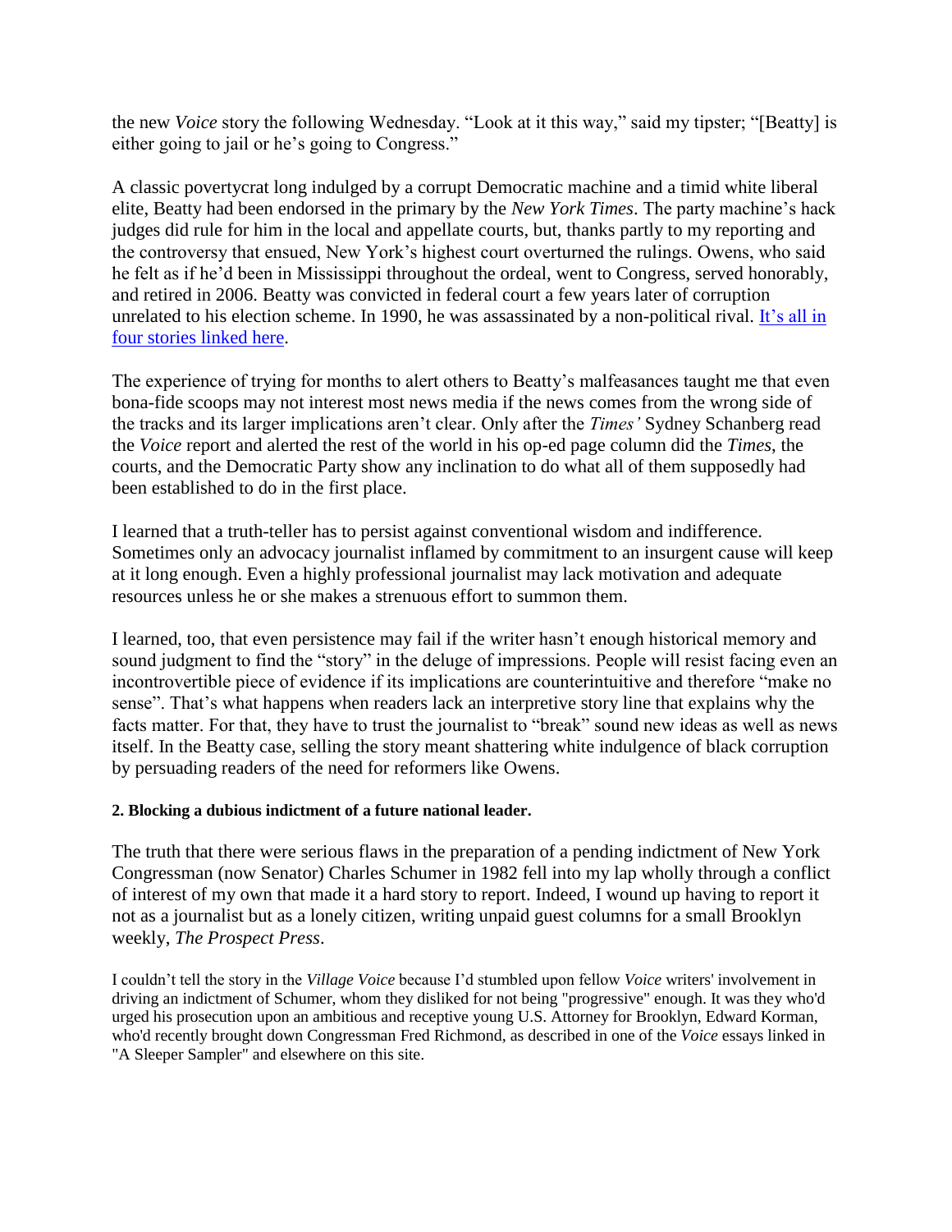the new *Voice* story the following Wednesday. "Look at it this way," said my tipster; "[Beatty] is either going to jail or he's going to Congress."

A classic povertycrat long indulged by a corrupt Democratic machine and a timid white liberal elite, Beatty had been endorsed in the primary by the *New York Times*. The party machine's hack judges did rule for him in the local and appellate courts, but, thanks partly to my reporting and the controversy that ensued, New York's highest court overturned the rulings. Owens, who said he felt as if he'd been in Mississippi throughout the ordeal, went to Congress, served honorably, and retired in 2006. Beatty was convicted in federal court a few years later of corruption unrelated to his election scheme. In 1990, he was assassinated by a non-political rival. It's all in four stories linked here.

The experience of trying for months to alert others to Beatty's malfeasances taught me that even bona-fide scoops may not interest most news media if the news comes from the wrong side of the tracks and its larger implications aren't clear. Only after the *Times'* Sydney Schanberg read the *Voice* report and alerted the rest of the world in his op-ed page column did the *Times*, the courts, and the Democratic Party show any inclination to do what all of them supposedly had been established to do in the first place.

I learned that a truth-teller has to persist against conventional wisdom and indifference. Sometimes only an advocacy journalist inflamed by commitment to an insurgent cause will keep at it long enough. Even a highly professional journalist may lack motivation and adequate resources unless he or she makes a strenuous effort to summon them.

I learned, too, that even persistence may fail if the writer hasn't enough historical memory and sound judgment to find the "story" in the deluge of impressions. People will resist facing even an incontrovertible piece of evidence if its implications are counterintuitive and therefore "make no sense". That's what happens when readers lack an interpretive story line that explains why the facts matter. For that, they have to trust the journalist to "break" sound new ideas as well as news itself. In the Beatty case, selling the story meant shattering white indulgence of black corruption by persuading readers of the need for reformers like Owens.

**2. Blocking a dubious indictment of a future national leader.**

The truth that there were serious flaws in the preparation of a pending indictment of New York Congressman (now Senator) Charles Schumer in 1982 fell into my lap wholly through a conflict of interest of my own that made it a hard story to report. Indeed, I wound up having to report it not as a journalist but as a lonely citizen, writing unpaid guest columns for a small Brooklyn weekly, *The Prospect Press*.

I couldn't tell the story in the *Village Voice* because I'd stumbled upon fellow *Voice* writers' involvement in driving an indictment of Schumer, whom they disliked for not being "progressive" enough. It was they who'd urged his prosecution upon an ambitious and receptive young U.S. Attorney for Brooklyn, Edward Korman, who'd recently brought down Congressman Fred Richmond, as described in one of the *Voice* essays linked in "A Sleeper Sampler" and elsewhere on this site.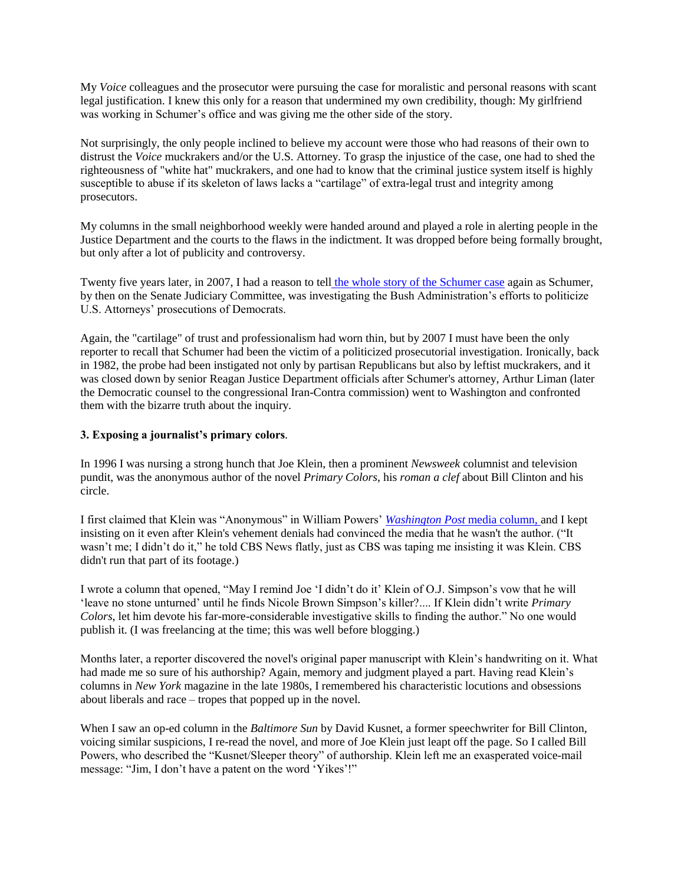My *Voice* colleagues and the prosecutor were pursuing the case for moralistic and personal reasons with scant legal justification. I knew this only for a reason that undermined my own credibility, though: My girlfriend was working in Schumer's office and was giving me the other side of the story.

Not surprisingly, the only people inclined to believe my account were those who had reasons of their own to distrust the *Voice* muckrakers and/or the U.S. Attorney. To grasp the injustice of the case, one had to shed the righteousness of "white hat" muckrakers, and one had to know that the criminal justice system itself is highly susceptible to abuse if its skeleton of laws lacks a "cartilage" of extra-legal trust and integrity among prosecutors.

My columns in the small neighborhood weekly were handed around and played a role in alerting people in the Justice Department and the courts to the flaws in the indictment. It was dropped before being formally brought, but only after a lot of publicity and controversy.

Twenty five years later, in 2007, I had a reason to tell the whole story of the Schumer case again as Schumer, by then on the Senate Judiciary Committee, was investigating the Bush Administration's efforts to politicize U.S. Attorneys' prosecutions of Democrats.

Again, the "cartilage" of trust and professionalism had worn thin, but by 2007 I must have been the only reporter to recall that Schumer had been the victim of a politicized prosecutorial investigation. Ironically, back in 1982, the probe had been instigated not only by partisan Republicans but also by leftist muckrakers, and it was closed down by senior Reagan Justice Department officials after Schumer's attorney, Arthur Liman (later the Democratic counsel to the congressional Iran-Contra commission) went to Washington and confronted them with the bizarre truth about the inquiry.

### 3. Exposing a journalist's primary colors.

In 1996 I was nursing a strong hunch that Joe Klein, then a prominent *Newsweek* columnist and television pundit, was the anonymous author of the novel *Primary Colors*, his *roman a clef* about Bill Clinton and his circle.

I first claimed that Klein was "Anonymous" in William Powers' *Washington Post* media column, and I kept insisting on it even after Klein's vehement denials had convinced the media that he wasn't the author. ("It wasn't me; I didn't do it," he told CBS News flatly, just as CBS was taping me insisting it was Klein. CBS didn't run that part of its footage.)

I wrote a column that opened, "May I remind Joe 'I didn't do it' Klein of O.J. Simpson's vow that he will 'leave no stone unturned' until he finds Nicole Brown Simpson's killer?.... If Klein didn't write *Primary Colors*, let him devote his far-more-considerable investigative skills to finding the author." No one would publish it. (I was freelancing at the time; this was well before blogging.)

Months later, a reporter discovered the novel's original paper manuscript with Klein's handwriting on it. What had made me so sure of his authorship? Again, memory and judgment played a part. Having read Klein's columns in *New York* magazine in the late 1980s, I remembered his characteristic locutions and obsessions about liberals and race – tropes that popped up in the novel.

When I saw an op-ed column in the *Baltimore Sun* by David Kusnet, a former speechwriter for Bill Clinton, voicing similar suspicions, I re-read the novel, and more of Joe Klein just leapt off the page. So I called Bill Powers, who described the "Kusnet/Sleeper theory" of authorship. Klein left me an exasperated voice-mail message: "Jim, I don't have a patent on the word 'Yikes'!"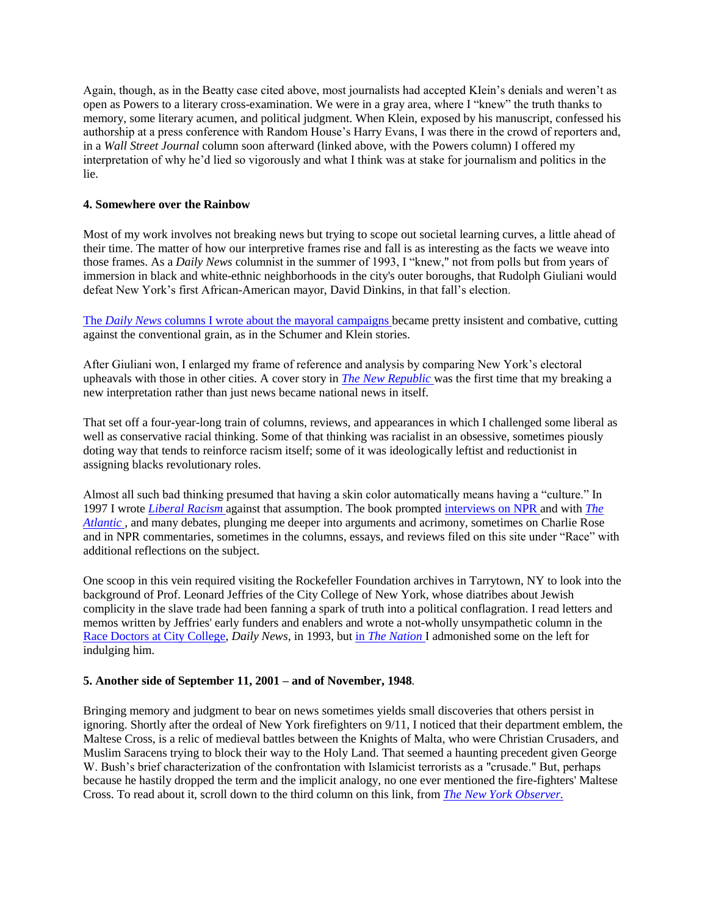Again, though, as in the Beatty case cited above, most journalists had accepted Klein's denials and weren't as open as Powers to a literary cross-examination. We were in a gray area, where I "knew" the truth thanks to memory, some literary acumen, and political judgment. When Klein, exposed by his manuscript, confessed his authorship at a press conference with Random House's Harry Evans, I was there in the crowd of reporters and, in a *Wall Street Journal* column soon afterward (linked above, with the Powers column) I offered my interpretation of why he'd lied so vigorously and what I think was at stake for journalism and politics in the lie.

**4. Somewhere over the Rainbow**

Most of my work involves not breaking news but trying to scope out societal learning curves, a little ahead of their time. The matter of how our interpretive frames rise and fall is as interesting as the facts we weave into those frames. As a *Daily News* columnist in the summer of 1993, I "knew," not from polls but from years of immersion in black and white-ethnic neighborhoods in the city's outer boroughs, that Rudolph Giuliani would defeat New York's first African-American mayor, David Dinkins, in that fall's election.

The *Daily News* columns I wrote about the mayoral campaigns became pretty insistent and combative, cutting against the conventional grain, as in the Schumer and Klein stories.

After Giuliani won, I enlarged my frame of reference and analysis by comparing New York's electoral upheavals with those in other cities. A cover story in *The New Republic* was the first time that my breaking a new interpretation rather than just news became national news in itself.

That set off a four-year-long train of columns, reviews, and appearances in which I challenged some liberal as well as conservative racial thinking. Some of that thinking was racialist in an obsessive, sometimes piously doting way that tends to reinforce racism itself; some of it was ideologically leftist and reductionist in assigning blacks revolutionary roles.

Almost all such bad thinking presumed that having a skin color automatically means having a "culture." In 1997 I wrote *Liberal Racism* against that assumption. The book prompted interviews on NPR and with *The Atlantic* , and many debates, plunging me deeper into arguments and acrimony, sometimes on Charlie Rose and in NPR commentaries, sometimes in the columns, essays, and reviews filed on this site under "Race" with additional reflections on the subject.

One scoop in this vein required visiting the Rockefeller Foundation archives in Tarrytown, NY to look into the background of Prof. Leonard Jeffries of the City College of New York, whose diatribes about Jewish complicity in the slave trade had been fanning a spark of truth into a political conflagration. I read letters and memos written by Jeffries' early funders and enablers and wrote a not-wholly unsympathetic column in the Race Doctors at City College, *Daily News*, in 1993, but in *The Nation* I admonished some on the left for indulging him.

**5. Another side of September 11, 2001 – and of November, 1948**.

Bringing memory and judgment to bear on news sometimes yields small discoveries that others persist in ignoring. Shortly after the ordeal of New York firefighters on 9/11, I noticed that their department emblem, the Maltese Cross, is a relic of medieval battles between the Knights of Malta, who were Christian Crusaders, and Muslim Saracens trying to block their way to the Holy Land. That seemed a haunting precedent given George W. Bush's brief characterization of the confrontation with Islamicist terrorists as a "crusade." But, perhaps because he hastily dropped the term and the implicit analogy, no one ever mentioned the fire-fighters' Maltese Cross. To read about it, scroll down to the third column on this link, from *The New York Observer.*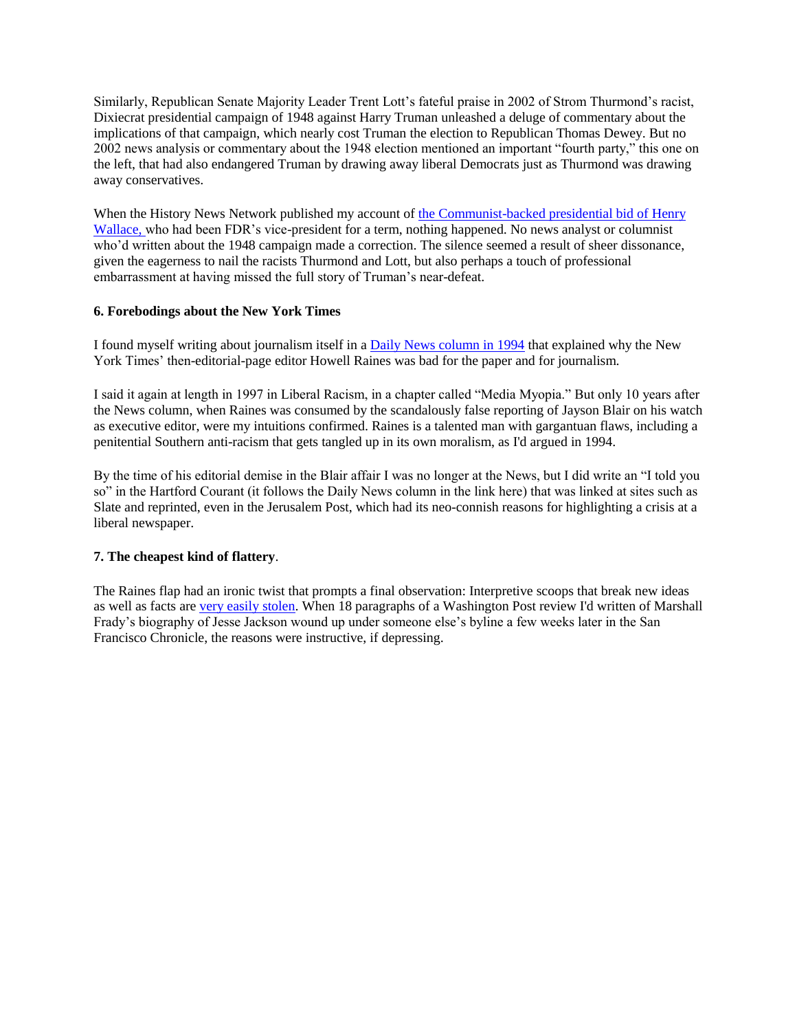Similarly, Republican Senate Majority Leader Trent Lott's fateful praise in 2002 of Strom Thurmond's racist, Dixiecrat presidential campaign of 1948 against Harry Truman unleashed a deluge of commentary about the implications of that campaign, which nearly cost Truman the election to Republican Thomas Dewey. But no 2002 news analysis or commentary about the 1948 election mentioned an important "fourth party," this one on the left, that had also endangered Truman by drawing away liberal Democrats just as Thurmond was drawing away conservatives.

When the History News Network published my account of the Communist-backed presidential bid of Henry Wallace, who had been FDR's vice-president for a term, nothing happened. No news analyst or columnist who'd written about the 1948 campaign made a correction. The silence seemed a result of sheer dissonance, given the eagerness to nail the racists Thurmond and Lott, but also perhaps a touch of professional embarrassment at having missed the full story of Truman's near-defeat.

**6. Forebodings about the New York Times**

I found myself writing about journalism itself in a Daily News column in 1994 that explained why the New York Times' then-editorial-page editor Howell Raines was bad for the paper and for journalism.

I said it again at length in 1997 in Liberal Racism, in a chapter called "Media Myopia." But only 10 years after the News column, when Raines was consumed by the scandalously false reporting of Jayson Blair on his watch as executive editor, were my intuitions confirmed. Raines is a talented man with gargantuan flaws, including a penitential Southern anti-racism that gets tangled up in its own moralism, as I'd argued in 1994.

By the time of his editorial demise in the Blair affair I was no longer at the News, but I did write an "I told you so" in the Hartford Courant (it follows the Daily News column in the link here) that was linked at sites such as Slate and reprinted, even in the Jerusalem Post, which had its neo-connish reasons for highlighting a crisis at a liberal newspaper.

**7. The cheapest kind of flattery**.

The Raines flap had an ironic twist that prompts a final observation: Interpretive scoops that break new ideas as well as facts are very easily stolen. When 18 paragraphs of a Washington Post review I'd written of Marshall Frady's biography of Jesse Jackson wound up under someone else's byline a few weeks later in the San Francisco Chronicle, the reasons were instructive, if depressing.